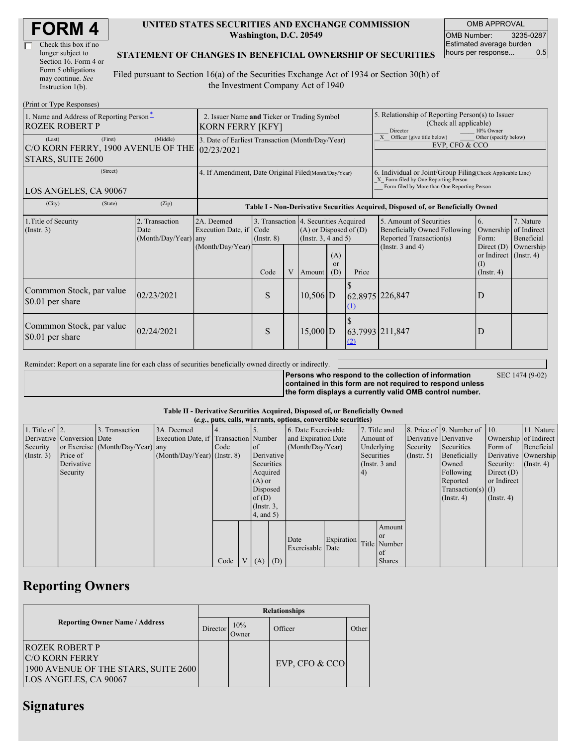# FORM 4

☐ Check this box if no longer subject to Section 16. Form 4 or Form 5 obligations may continue. *See* Instruction 1(b).

**UNITED STATES SECURITIES AND EXCHANGE COMMISSION**
**Washington, D.C. 20549**

**STATEMENT OF CHANGES IN BENEFICIAL OWNERSHIP OF SECURITIES**

Filed pursuant to Section 16(a) of the Securities Exchange Act of 1934 or Section 30(h) of the Investment Company Act of 1940

| OMB APPROVAL | |
|---|---|
| OMB Number: | 3235-0287 |
| Estimated average burden hours per response... | 0.5 |

(Print or Type Responses)

| 1. Name and Address of Reporting Person* | 2. Issuer Name and Ticker or Trading Symbol | 5. Relationship of Reporting Person(s) to Issuer (Check all applicable) |
|---|---|---|
| ROZEK ROBERT P | KORN FERRY [KFY] | ___ Director ___ 10% Owner |
| (Last) (First) (Middle) | 3. Date of Earliest Transaction (Month/Day/Year) | _X_ Officer (give title below) ___ Other (specify below) |
| C/O KORN FERRY, 1900 AVENUE OF THE STARS, SUITE 2600 | 02/23/2021 | EVP, CFO & CCO |
| (Street) | 4. If Amendment, Date Original Filed (Month/Day/Year) | 6. Individual or Joint/Group Filing (Check Applicable Line) |
| LOS ANGELES, CA 90067 | | _X_ Form filed by One Reporting Person ___ Form filed by More than One Reporting Person |
| (City) (State) (Zip) | | |

**Table I - Non-Derivative Securities Acquired, Disposed of, or Beneficially Owned**

| 1.Title of Security (Instr. 3) | 2. Transaction Date (Month/Day/Year) | 2A. Deemed Execution Date, if any (Month/Day/Year) | 3. Transaction Code (Instr. 8) | | 4. Securities Acquired (A) or Disposed of (D) (Instr. 3, 4 and 5) | | | 5. Amount of Securities Beneficially Owned Following Reported Transaction(s) (Instr. 3 and 4) | 6. Ownership Form: Direct (D) or Indirect (I) (Instr. 4) | 7. Nature of Indirect Beneficial Ownership (Instr. 4) |
|---|---|---|---|---|---|---|---|---|---|---|
| | | | Code | V | Amount | (A) or (D) | Price | | | |
| Commmon Stock, par value $0.01 per share | 02/23/2021 | | S | | 10,506 | D | $ 62.8975 (1) | 226,847 | D | |
| Commmon Stock, par value $0.01 per share | 02/24/2021 | | S | | 15,000 | D | $ 63.7993 (2) | 211,847 | D | |

Reminder: Report on a separate line for each class of securities beneficially owned directly or indirectly.

**Persons who respond to the collection of information contained in this form are not required to respond unless the form displays a currently valid OMB control number.**

SEC 1474 (9-02)

**Table II - Derivative Securities Acquired, Disposed of, or Beneficially Owned**
***(e.g., puts, calls, warrants, options, convertible securities)***

| 1. Title of Derivative Security (Instr. 3) | 2. Conversion or Exercise Price of Derivative Security | 3. Transaction Date (Month/Day/Year) | 3A. Deemed Execution Date, if any (Month/Day/Year) | 4. Transaction Code (Instr. 8) | | 5. Number of Derivative Securities Acquired (A) or Disposed of (D) (Instr. 3, 4, and 5) | | 6. Date Exercisable and Expiration Date (Month/Day/Year) | | 7. Title and Amount of Underlying Securities (Instr. 3 and 4) | | 8. Price of Derivative Security (Instr. 5) | 9. Number of Derivative Securities Beneficially Owned Following Reported Transaction(s) (Instr. 4) | 10. Ownership Form of Derivative Security: Direct (D) or Indirect (I) (Instr. 4) | 11. Nature of Indirect Beneficial Ownership (Instr. 4) |
|---|---|---|---|---|---|---|---|---|---|---|---|---|---|---|---|
| | | | | Code | V | (A) | (D) | Date Exercisable | Expiration Date | Title | Amount or Number of Shares | | | | |

## Reporting Owners

| Reporting Owner Name / Address | Relationships | | | |
|---|---|---|---|---|
| | Director | 10% Owner | Officer | Other |
| ROZEK ROBERT P<br>C/O KORN FERRY<br>1900 AVENUE OF THE STARS, SUITE 2600<br>LOS ANGELES, CA 90067 | | | EVP, CFO & CCO | |

## Signatures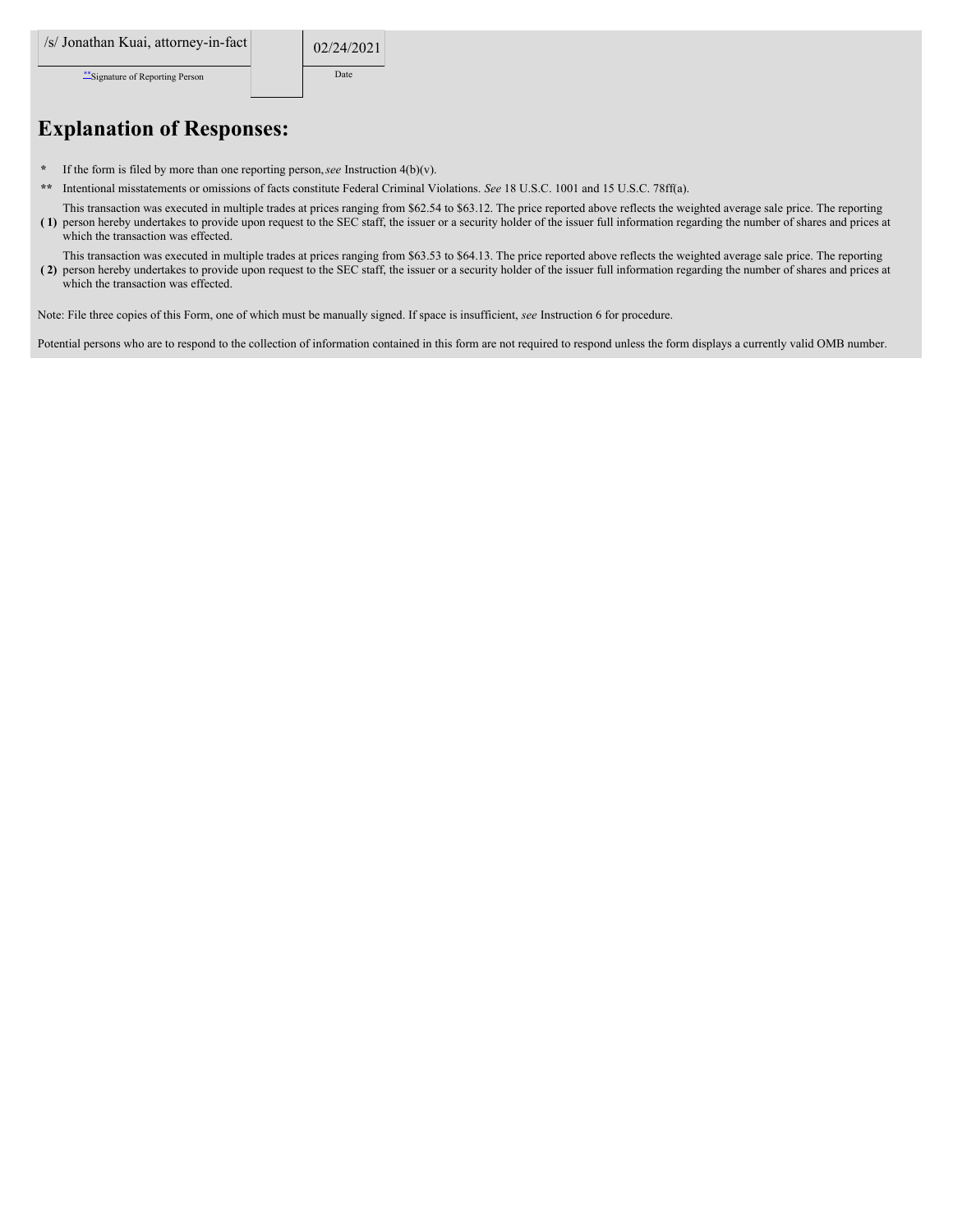| /s/ Jonathan Kuai, attorney-in-fact | | 02/24/2021 |
| --- | --- | --- |
| **Signature of Reporting Person | | Date |

## Explanation of Responses:

\* If the form is filed by more than one reporting person, *see* Instruction 4(b)(v).

\** Intentional misstatements or omissions of facts constitute Federal Criminal Violations. *See* 18 U.S.C. 1001 and 15 U.S.C. 78ff(a).

( 1) This transaction was executed in multiple trades at prices ranging from $62.54 to $63.12. The price reported above reflects the weighted average sale price. The reporting person hereby undertakes to provide upon request to the SEC staff, the issuer or a security holder of the issuer full information regarding the number of shares and prices at which the transaction was effected.

( 2) This transaction was executed in multiple trades at prices ranging from $63.53 to $64.13. The price reported above reflects the weighted average sale price. The reporting person hereby undertakes to provide upon request to the SEC staff, the issuer or a security holder of the issuer full information regarding the number of shares and prices at which the transaction was effected.

Note: File three copies of this Form, one of which must be manually signed. If space is insufficient, *see* Instruction 6 for procedure.

Potential persons who are to respond to the collection of information contained in this form are not required to respond unless the form displays a currently valid OMB number.